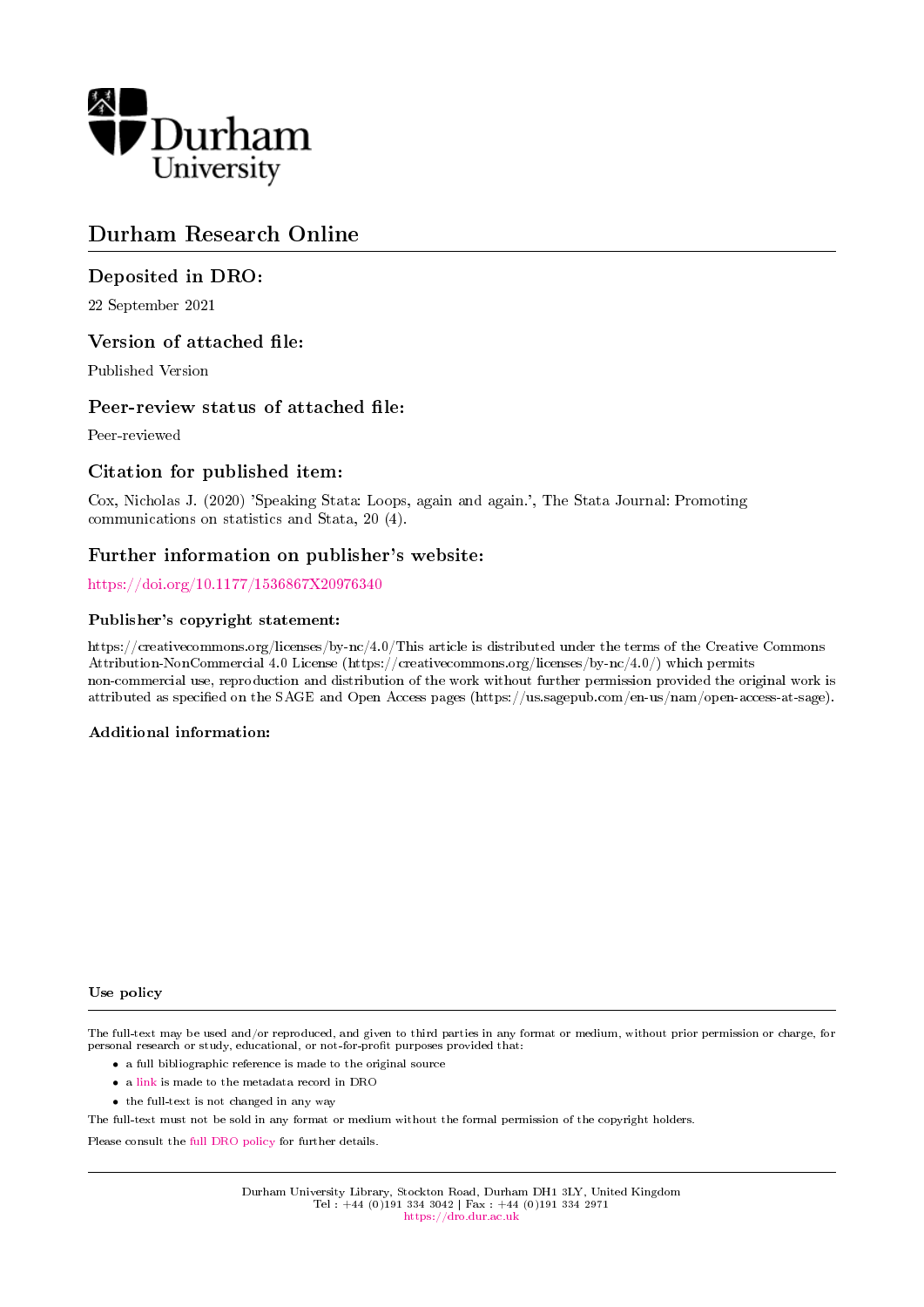Durham University

# Durham Research Online

## Deposited in DRO:

22 September 2021

## Version of attached file:

Published Version

## Peer-review status of attached file:

Peer-reviewed

## Citation for published item:

Cox, Nicholas J. (2020) 'Speaking Stata: Loops, again and again.', The Stata Journal: Promoting communications on statistics and Stata, 20 (4).

## Further information on publisher's website:

https://doi.org/10.1177/1536867X20976340

### Publisher's copyright statement:

https://creativecommons.org/licenses/by-nc/4.0/This article is distributed under the terms of the Creative Commons Attribution-NonCommercial 4.0 License (https://creativecommons.org/licenses/by-nc/4.0/) which permits non-commercial use, reproduction and distribution of the work without further permission provided the original work is attributed as specified on the SAGE and Open Access pages (https://us.sagepub.com/en-us/nam/open-access-at-sage).

### Additional information:

#### Use policy

The full-text may be used and/or reproduced, and given to third parties in any format or medium, without prior permission or charge, for personal research or study, educational, or not-for-profit purposes provided that:

- a full bibliographic reference is made to the original source
- a link is made to the metadata record in DRO
- the full-text is not changed in any way

The full-text must not be sold in any format or medium without the formal permission of the copyright holders.

Please consult the full DRO policy for further details.

Durham University Library, Stockton Road, Durham DH1 3LY, United Kingdom
Tel : +44 (0)191 334 3042 | Fax : +44 (0)191 334 2971
https://dro.dur.ac.uk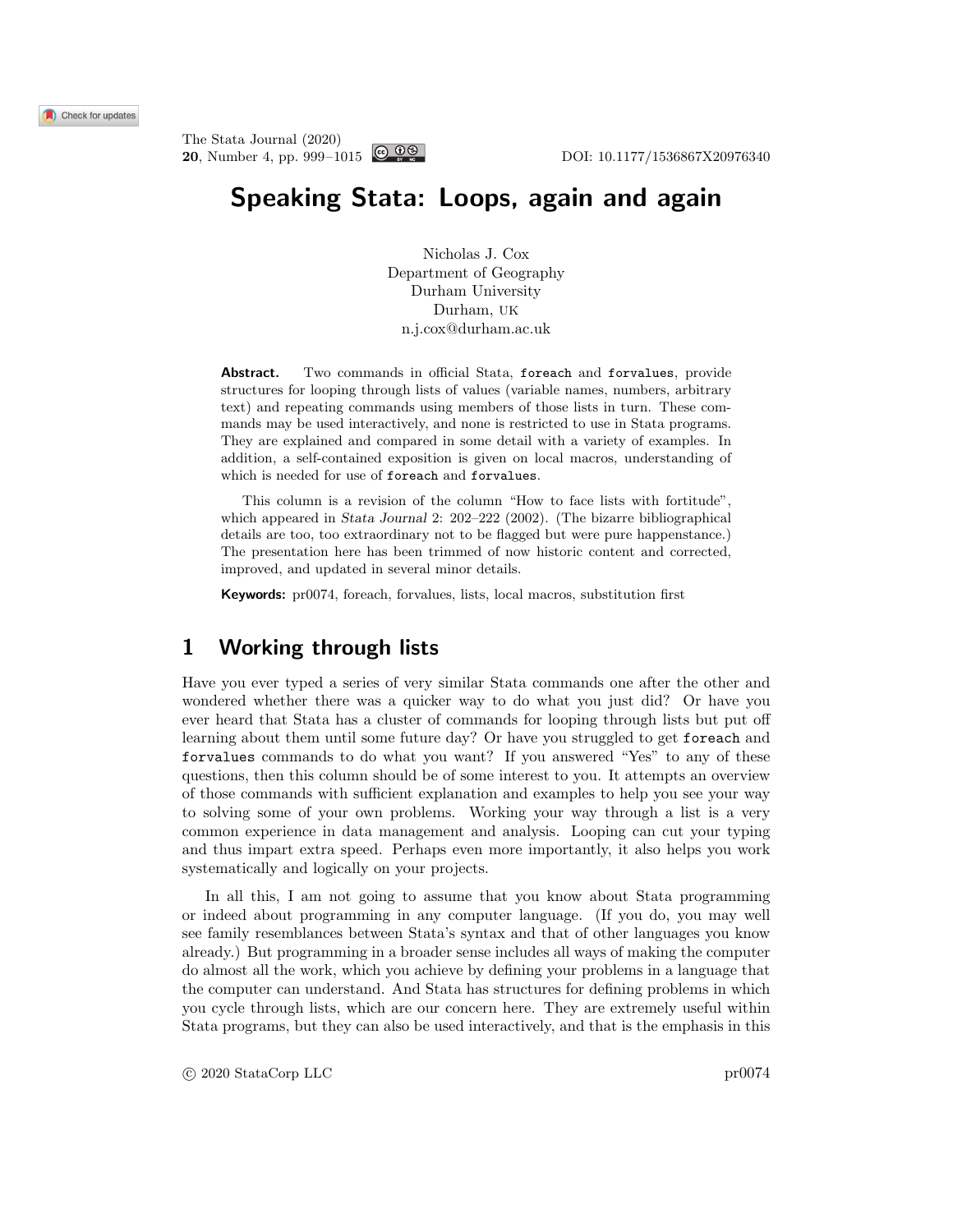# Speaking Stata: Loops, again and again

Nicholas J. Cox
Department of Geography
Durham University
Durham, UK
n.j.cox@durham.ac.uk

**Abstract.** Two commands in official Stata, `foreach` and `forvalues`, provide structures for looping through lists of values (variable names, numbers, arbitrary text) and repeating commands using members of those lists in turn. These commands may be used interactively, and none is restricted to use in Stata programs. They are explained and compared in some detail with a variety of examples. In addition, a self-contained exposition is given on local macros, understanding of which is needed for use of `foreach` and `forvalues`.

This column is a revision of the column "How to face lists with fortitude", which appeared in *Stata Journal* 2: 202–222 (2002). (The bizarre bibliographical details are too, too extraordinary not to be flagged but were pure happenstance.) The presentation here has been trimmed of now historic content and corrected, improved, and updated in several minor details.

**Keywords:** pr0074, foreach, forvalues, lists, local macros, substitution first

## 1 Working through lists

Have you ever typed a series of very similar Stata commands one after the other and wondered whether there was a quicker way to do what you just did? Or have you ever heard that Stata has a cluster of commands for looping through lists but put off learning about them until some future day? Or have you struggled to get `foreach` and `forvalues` commands to do what you want? If you answered "Yes" to any of these questions, then this column should be of some interest to you. It attempts an overview of those commands with sufficient explanation and examples to help you see your way to solving some of your own problems. Working your way through a list is a very common experience in data management and analysis. Looping can cut your typing and thus impart extra speed. Perhaps even more importantly, it also helps you work systematically and logically on your projects.

In all this, I am not going to assume that you know about Stata programming or indeed about programming in any computer language. (If you do, you may well see family resemblances between Stata's syntax and that of other languages you know already.) But programming in a broader sense includes all ways of making the computer do almost all the work, which you achieve by defining your problems in a language that the computer can understand. And Stata has structures for defining problems in which you cycle through lists, which are our concern here. They are extremely useful within Stata programs, but they can also be used interactively, and that is the emphasis in this

© 2020 StataCorp LLC pr0074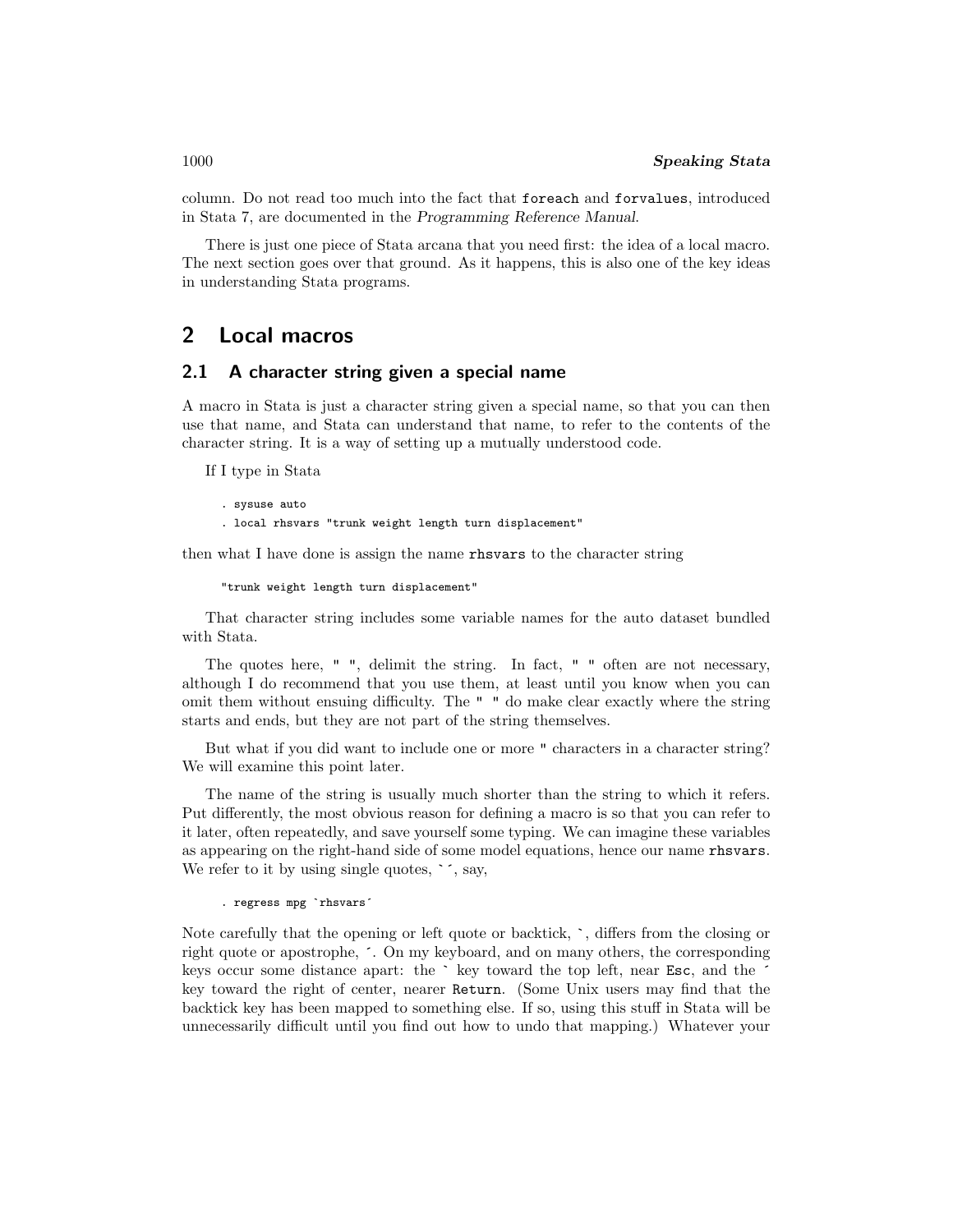column. Do not read too much into the fact that `foreach` and `forvalues`, introduced in Stata 7, are documented in the *Programming Reference Manual*.

There is just one piece of Stata arcana that you need first: the idea of a local macro. The next section goes over that ground. As it happens, this is also one of the key ideas in understanding Stata programs.

# 2 Local macros

## 2.1 A character string given a special name

A macro in Stata is just a character string given a special name, so that you can then use that name, and Stata can understand that name, to refer to the contents of the character string. It is a way of setting up a mutually understood code.

If I type in Stata

```
. sysuse auto
. local rhsvars "trunk weight length turn displacement"
```

then what I have done is assign the name `rhsvars` to the character string

```
"trunk weight length turn displacement"
```

That character string includes some variable names for the auto dataset bundled with Stata.

The quotes here, `" "`, delimit the string. In fact, `" "` often are not necessary, although I do recommend that you use them, at least until you know when you can omit them without ensuing difficulty. The `" "` do make clear exactly where the string starts and ends, but they are not part of the string themselves.

But what if you did want to include one or more `"` characters in a character string? We will examine this point later.

The name of the string is usually much shorter than the string to which it refers. Put differently, the most obvious reason for defining a macro is so that you can refer to it later, often repeatedly, and save yourself some typing. We can imagine these variables as appearing on the right-hand side of some model equations, hence our name `rhsvars`. We refer to it by using single quotes, `` `´ ``, say,

```
. regress mpg `rhsvars´
```

Note carefully that the opening or left quote or backtick, `` ` ``, differs from the closing or right quote or apostrophe, `´`. On my keyboard, and on many others, the corresponding keys occur some distance apart: the `` ` `` key toward the top left, near `Esc`, and the `´` key toward the right of center, nearer `Return`. (Some Unix users may find that the backtick key has been mapped to something else. If so, using this stuff in Stata will be unnecessarily difficult until you find out how to undo that mapping.) Whatever your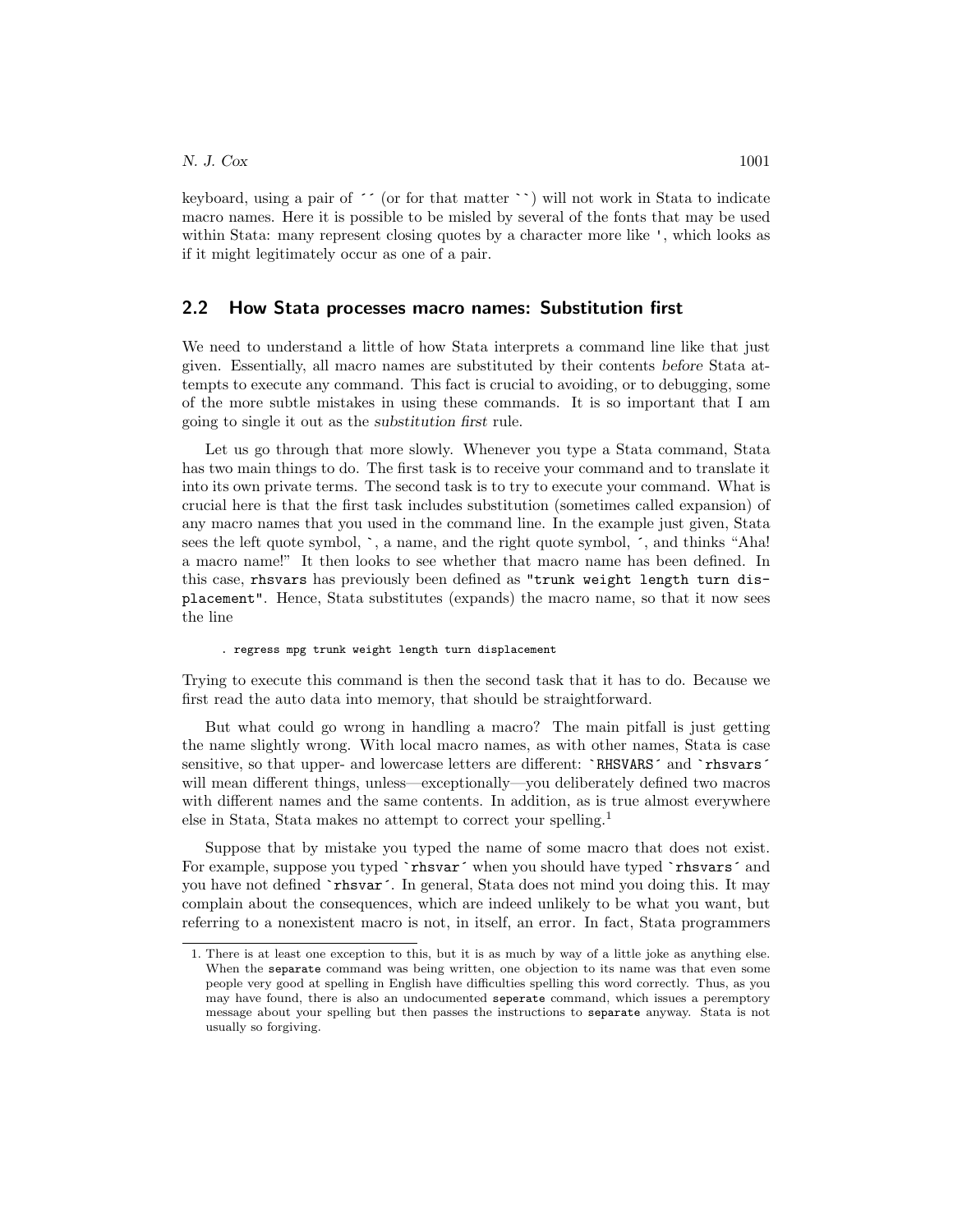keyboard, using a pair of `´´` (or for that matter ` `` `) will not work in Stata to indicate macro names. Here it is possible to be misled by several of the fonts that may be used within Stata: many represent closing quotes by a character more like `'`, which looks as if it might legitimately occur as one of a pair.

## 2.2 How Stata processes macro names: Substitution first

We need to understand a little of how Stata interprets a command line like that just given. Essentially, all macro names are substituted by their contents *before* Stata attempts to execute any command. This fact is crucial to avoiding, or to debugging, some of the more subtle mistakes in using these commands. It is so important that I am going to single it out as the *substitution first* rule.

Let us go through that more slowly. Whenever you type a Stata command, Stata has two main things to do. The first task is to receive your command and to translate it into its own private terms. The second task is to try to execute your command. What is crucial here is that the first task includes substitution (sometimes called expansion) of any macro names that you used in the command line. In the example just given, Stata sees the left quote symbol, `` ` ``, a name, and the right quote symbol, `´`, and thinks "Aha! a macro name!" It then looks to see whether that macro name has been defined. In this case, `rhsvars` has previously been defined as `"trunk weight length turn displacement"`. Hence, Stata substitutes (expands) the macro name, so that it now sees the line

```
. regress mpg trunk weight length turn displacement
```

Trying to execute this command is then the second task that it has to do. Because we first read the auto data into memory, that should be straightforward.

But what could go wrong in handling a macro? The main pitfall is just getting the name slightly wrong. With local macro names, as with other names, Stata is case sensitive, so that upper- and lowercase letters are different: `` `RHSVARS´ `` and `` `rhsvars´ `` will mean different things, unless—exceptionally—you deliberately defined two macros with different names and the same contents. In addition, as is true almost everywhere else in Stata, Stata makes no attempt to correct your spelling.[1]

Suppose that by mistake you typed the name of some macro that does not exist. For example, suppose you typed `` `rhsvar´ `` when you should have typed `` `rhsvars´ `` and you have not defined `` `rhsvar´ ``. In general, Stata does not mind you doing this. It may complain about the consequences, which are indeed unlikely to be what you want, but referring to a nonexistent macro is not, in itself, an error. In fact, Stata programmers

1. There is at least one exception to this, but it is as much by way of a little joke as anything else. When the `separate` command was being written, one objection to its name was that even some people very good at spelling in English have difficulties spelling this word correctly. Thus, as you may have found, there is also an undocumented `seperate` command, which issues a peremptory message about your spelling but then passes the instructions to `separate` anyway. Stata is not usually so forgiving.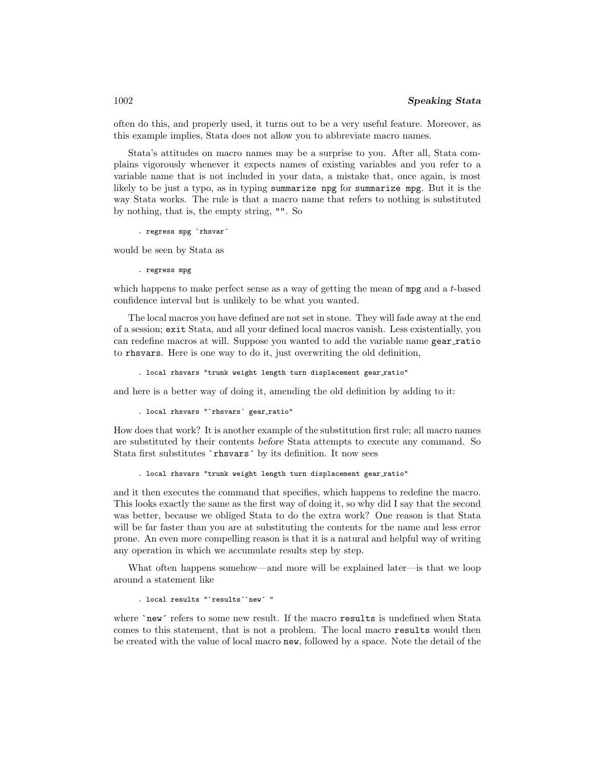often do this, and properly used, it turns out to be a very useful feature. Moreover, as this example implies, Stata does not allow you to abbreviate macro names.

Stata's attitudes on macro names may be a surprise to you. After all, Stata complains vigorously whenever it expects names of existing variables and you refer to a variable name that is not included in your data, a mistake that, once again, is most likely to be just a typo, as in typing `summarize npg` for `summarize mpg`. But it is the way Stata works. The rule is that a macro name that refers to nothing is substituted by nothing, that is, the empty string, `""`. So

```
. regress mpg `rhsvar´
```

would be seen by Stata as

```
. regress mpg
```

which happens to make perfect sense as a way of getting the mean of `mpg` and a $t$-based confidence interval but is unlikely to be what you wanted.

The local macros you have defined are not set in stone. They will fade away at the end of a session; `exit` Stata, and all your defined local macros vanish. Less existentially, you can redefine macros at will. Suppose you wanted to add the variable name `gear_ratio` to `rhsvars`. Here is one way to do it, just overwriting the old definition,

```
. local rhsvars "trunk weight length turn displacement gear_ratio"
```

and here is a better way of doing it, amending the old definition by adding to it:

```
. local rhsvars "`rhsvars´ gear_ratio"
```

How does that work? It is another example of the substitution first rule; all macro names are substituted by their contents *before* Stata attempts to execute any command. So Stata first substitutes `` `rhsvars´ `` by its definition. It now sees

```
. local rhsvars "trunk weight length turn displacement gear_ratio"
```

and it then executes the command that specifies, which happens to redefine the macro. This looks exactly the same as the first way of doing it, so why did I say that the second was better, because we obliged Stata to do the extra work? One reason is that Stata will be far faster than you are at substituting the contents for the name and less error prone. An even more compelling reason is that it is a natural and helpful way of writing any operation in which we accumulate results step by step.

What often happens somehow—and more will be explained later—is that we loop around a statement like

```
. local results "`results´`new´ "
```

where `` `new´ `` refers to some new result. If the macro `results` is undefined when Stata comes to this statement, that is not a problem. The local macro `results` would then be created with the value of local macro `new`, followed by a space. Note the detail of the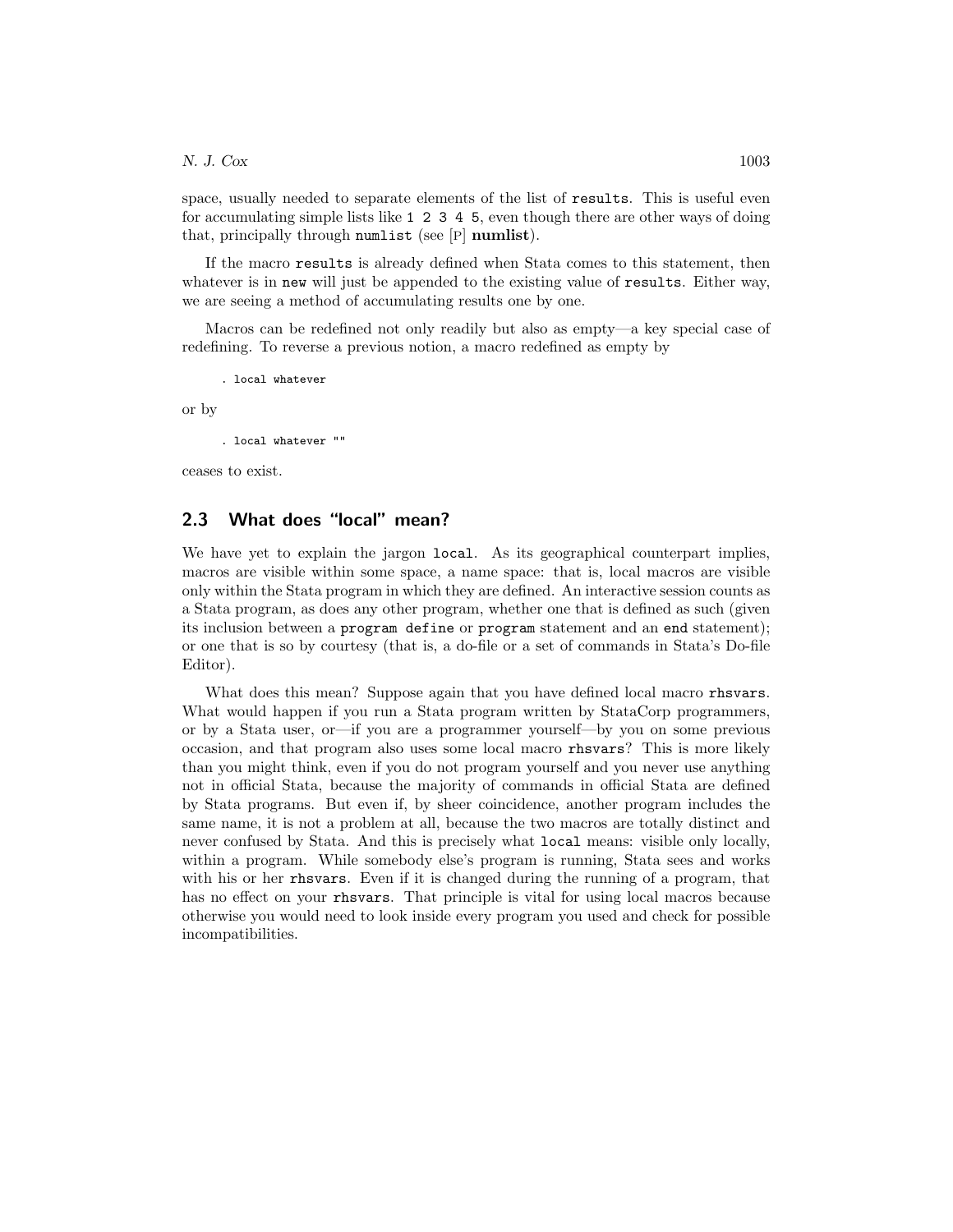space, usually needed to separate elements of the list of `results`. This is useful even for accumulating simple lists like `1 2 3 4 5`, even though there are other ways of doing that, principally through `numlist` (see [P] **numlist**).

If the macro `results` is already defined when Stata comes to this statement, then whatever is in `new` will just be appended to the existing value of `results`. Either way, we are seeing a method of accumulating results one by one.

Macros can be redefined not only readily but also as empty—a key special case of redefining. To reverse a previous notion, a macro redefined as empty by

```
. local whatever
```

or by

```
. local whatever ""
```

ceases to exist.

## 2.3 What does "local" mean?

We have yet to explain the jargon `local`. As its geographical counterpart implies, macros are visible within some space, a name space: that is, local macros are visible only within the Stata program in which they are defined. An interactive session counts as a Stata program, as does any other program, whether one that is defined as such (given its inclusion between a `program define` or `program` statement and an `end` statement); or one that is so by courtesy (that is, a do-file or a set of commands in Stata's Do-file Editor).

What does this mean? Suppose again that you have defined local macro `rhsvars`. What would happen if you run a Stata program written by StataCorp programmers, or by a Stata user, or—if you are a programmer yourself—by you on some previous occasion, and that program also uses some local macro `rhsvars`? This is more likely than you might think, even if you do not program yourself and you never use anything not in official Stata, because the majority of commands in official Stata are defined by Stata programs. But even if, by sheer coincidence, another program includes the same name, it is not a problem at all, because the two macros are totally distinct and never confused by Stata. And this is precisely what `local` means: visible only locally, within a program. While somebody else's program is running, Stata sees and works with his or her `rhsvars`. Even if it is changed during the running of a program, that has no effect on your `rhsvars`. That principle is vital for using local macros because otherwise you would need to look inside every program you used and check for possible incompatibilities.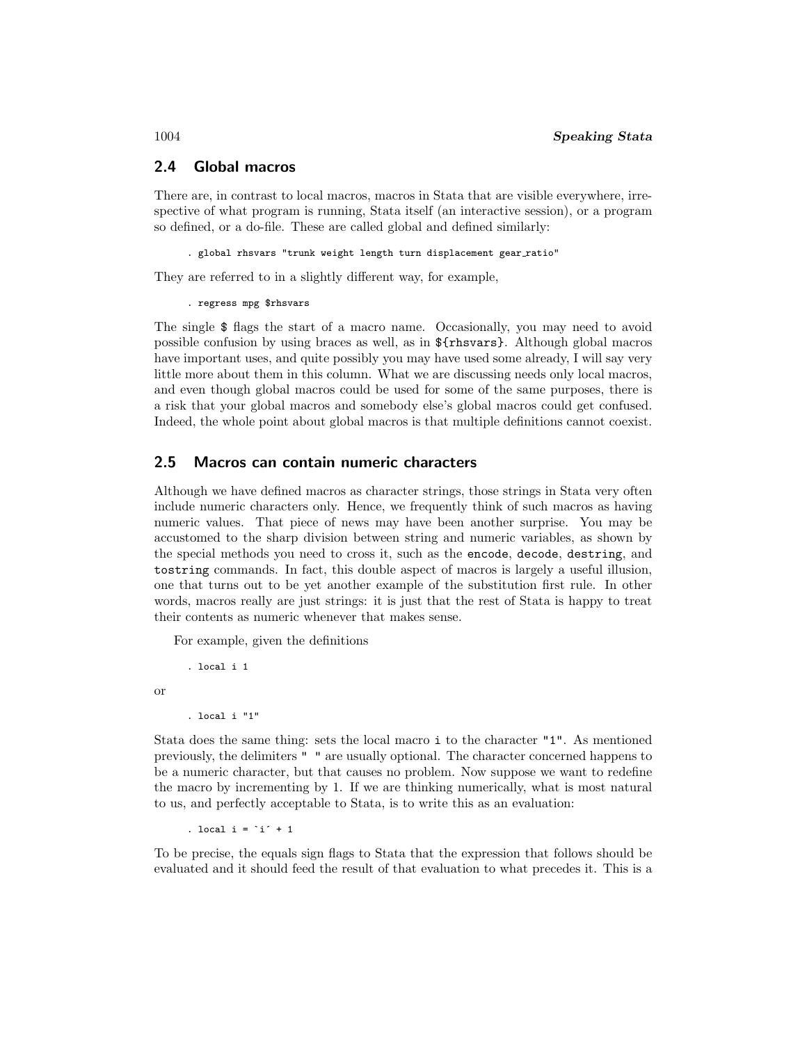## 2.4 Global macros

There are, in contrast to local macros, macros in Stata that are visible everywhere, irrespective of what program is running, Stata itself (an interactive session), or a program so defined, or a do-file. These are called global and defined similarly:

```
. global rhsvars "trunk weight length turn displacement gear_ratio"
```

They are referred to in a slightly different way, for example,

```
. regress mpg $rhsvars
```

The single `$` flags the start of a macro name. Occasionally, you may need to avoid possible confusion by using braces as well, as in `${rhsvars}`. Although global macros have important uses, and quite possibly you may have used some already, I will say very little more about them in this column. What we are discussing needs only local macros, and even though global macros could be used for some of the same purposes, there is a risk that your global macros and somebody else's global macros could get confused. Indeed, the whole point about global macros is that multiple definitions cannot coexist.

## 2.5 Macros can contain numeric characters

Although we have defined macros as character strings, those strings in Stata very often include numeric characters only. Hence, we frequently think of such macros as having numeric values. That piece of news may have been another surprise. You may be accustomed to the sharp division between string and numeric variables, as shown by the special methods you need to cross it, such as the `encode`, `decode`, `destring`, and `tostring` commands. In fact, this double aspect of macros is largely a useful illusion, one that turns out to be yet another example of the substitution first rule. In other words, macros really are just strings: it is just that the rest of Stata is happy to treat their contents as numeric whenever that makes sense.

For example, given the definitions

```
. local i 1
```

or

```
. local i "1"
```

Stata does the same thing: sets the local macro `i` to the character `"1"`. As mentioned previously, the delimiters `" "` are usually optional. The character concerned happens to be a numeric character, but that causes no problem. Now suppose we want to redefine the macro by incrementing by 1. If we are thinking numerically, what is most natural to us, and perfectly acceptable to Stata, is to write this as an evaluation:

```
. local i = `i' + 1
```

To be precise, the equals sign flags to Stata that the expression that follows should be evaluated and it should feed the result of that evaluation to what precedes it. This is a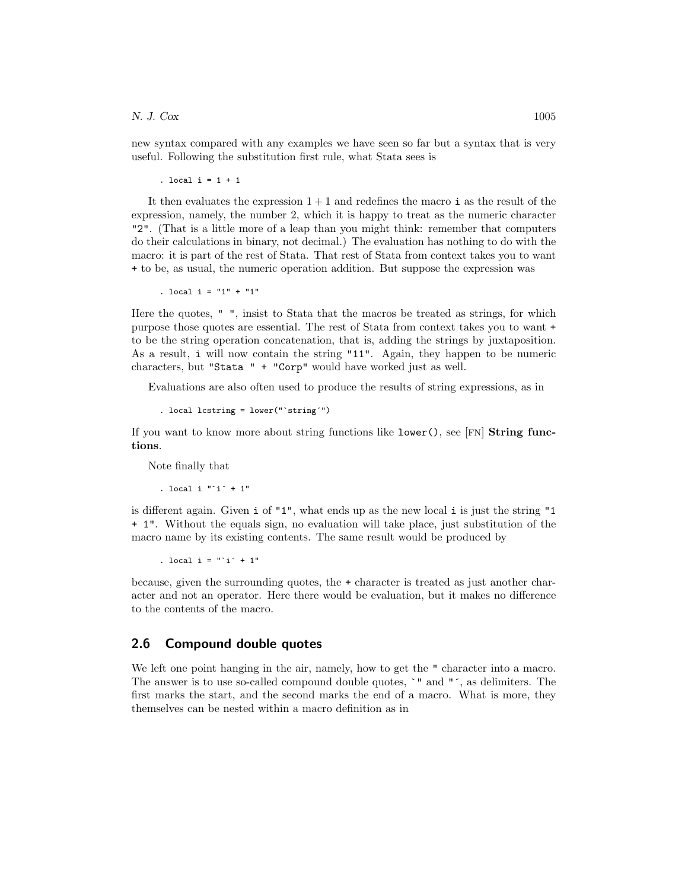new syntax compared with any examples we have seen so far but a syntax that is very useful. Following the substitution first rule, what Stata sees is

```
. local i = 1 + 1
```

It then evaluates the expression $1 + 1$ and redefines the macro `i` as the result of the expression, namely, the number 2, which it is happy to treat as the numeric character `"2"`. (That is a little more of a leap than you might think: remember that computers do their calculations in binary, not decimal.) The evaluation has nothing to do with the macro: it is part of the rest of Stata. That rest of Stata from context takes you to want `+` to be, as usual, the numeric operation addition. But suppose the expression was

```
. local i = "1" + "1"
```

Here the quotes, `" "`, insist to Stata that the macros be treated as strings, for which purpose those quotes are essential. The rest of Stata from context takes you to want `+` to be the string operation concatenation, that is, adding the strings by juxtaposition. As a result, `i` will now contain the string `"11"`. Again, they happen to be numeric characters, but `"Stata " + "Corp"` would have worked just as well.

Evaluations are also often used to produce the results of string expressions, as in

```
. local lcstring = lower("`string´")
```

If you want to know more about string functions like `lower()`, see [FN] **String functions**.

Note finally that

```
. local i "`i´ + 1"
```

is different again. Given `i` of `"1"`, what ends up as the new local `i` is just the string `"1 + 1"`. Without the equals sign, no evaluation will take place, just substitution of the macro name by its existing contents. The same result would be produced by

```
. local i = "`i´ + 1"
```

because, given the surrounding quotes, the `+` character is treated as just another character and not an operator. Here there would be evaluation, but it makes no difference to the contents of the macro.

## 2.6 Compound double quotes

We left one point hanging in the air, namely, how to get the `"` character into a macro. The answer is to use so-called compound double quotes, `` `" `` and `"´`, as delimiters. The first marks the start, and the second marks the end of a macro. What is more, they themselves can be nested within a macro definition as in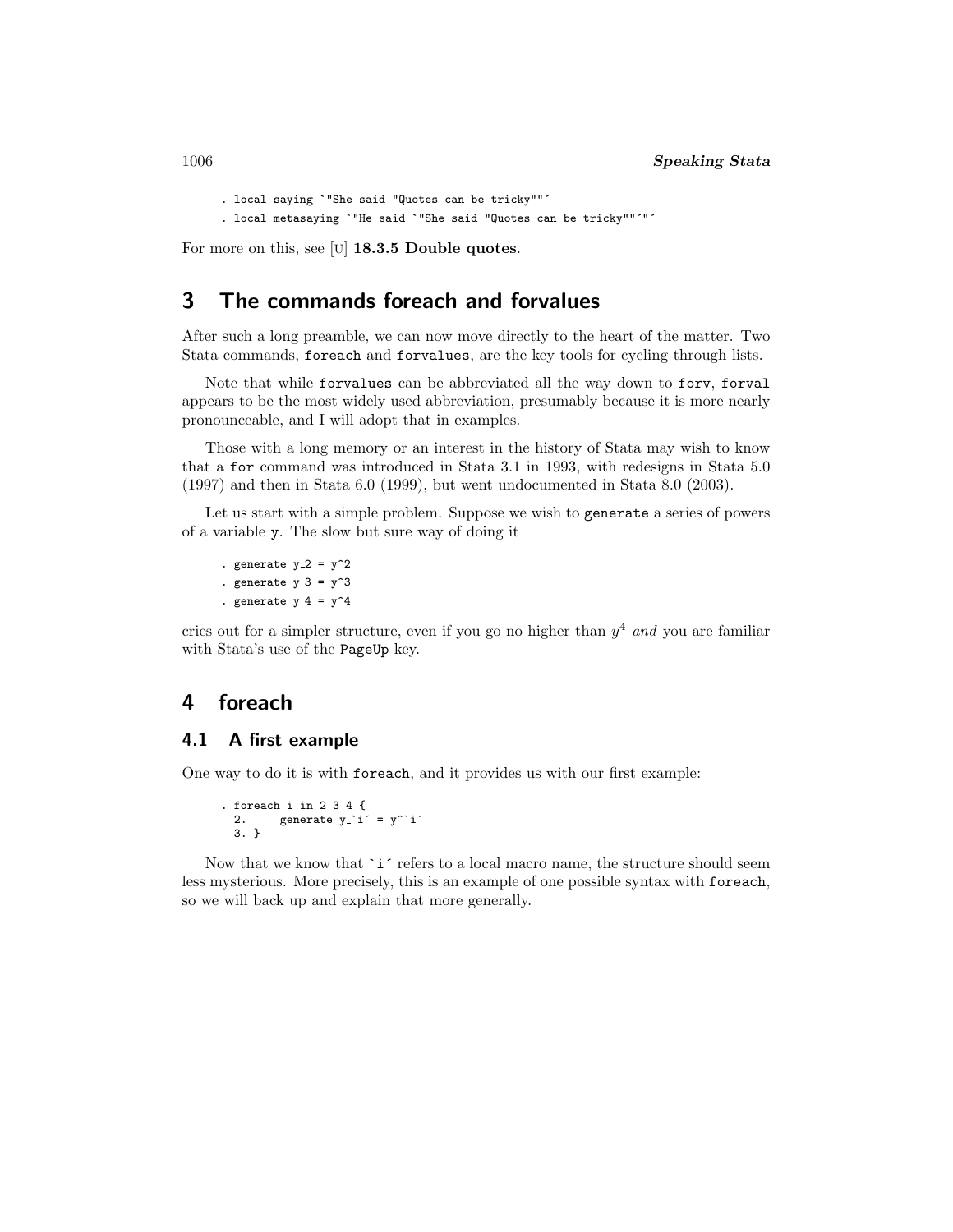```
. local saying `"She said "Quotes can be tricky""´
. local metasaying `"He said `"She said "Quotes can be tricky""´"´
```

For more on this, see [U] **18.3.5 Double quotes**.

## 3 The commands foreach and forvalues

After such a long preamble, we can now move directly to the heart of the matter. Two Stata commands, `foreach` and `forvalues`, are the key tools for cycling through lists.

Note that while `forvalues` can be abbreviated all the way down to `forv`, `forval` appears to be the most widely used abbreviation, presumably because it is more nearly pronounceable, and I will adopt that in examples.

Those with a long memory or an interest in the history of Stata may wish to know that a `for` command was introduced in Stata 3.1 in 1993, with redesigns in Stata 5.0 (1997) and then in Stata 6.0 (1999), but went undocumented in Stata 8.0 (2003).

Let us start with a simple problem. Suppose we wish to `generate` a series of powers of a variable `y`. The slow but sure way of doing it

```
. generate y_2 = y^2
. generate y_3 = y^3
. generate y_4 = y^4
```

cries out for a simpler structure, even if you go no higher than $y^4$ *and* you are familiar with Stata's use of the `PageUp` key.

## 4 foreach

### 4.1 A first example

One way to do it is with `foreach`, and it provides us with our first example:

```
. foreach i in 2 3 4 {
  2.     generate y_`i´ = y^`i´
  3. }
```

Now that we know that `` `i´ `` refers to a local macro name, the structure should seem less mysterious. More precisely, this is an example of one possible syntax with `foreach`, so we will back up and explain that more generally.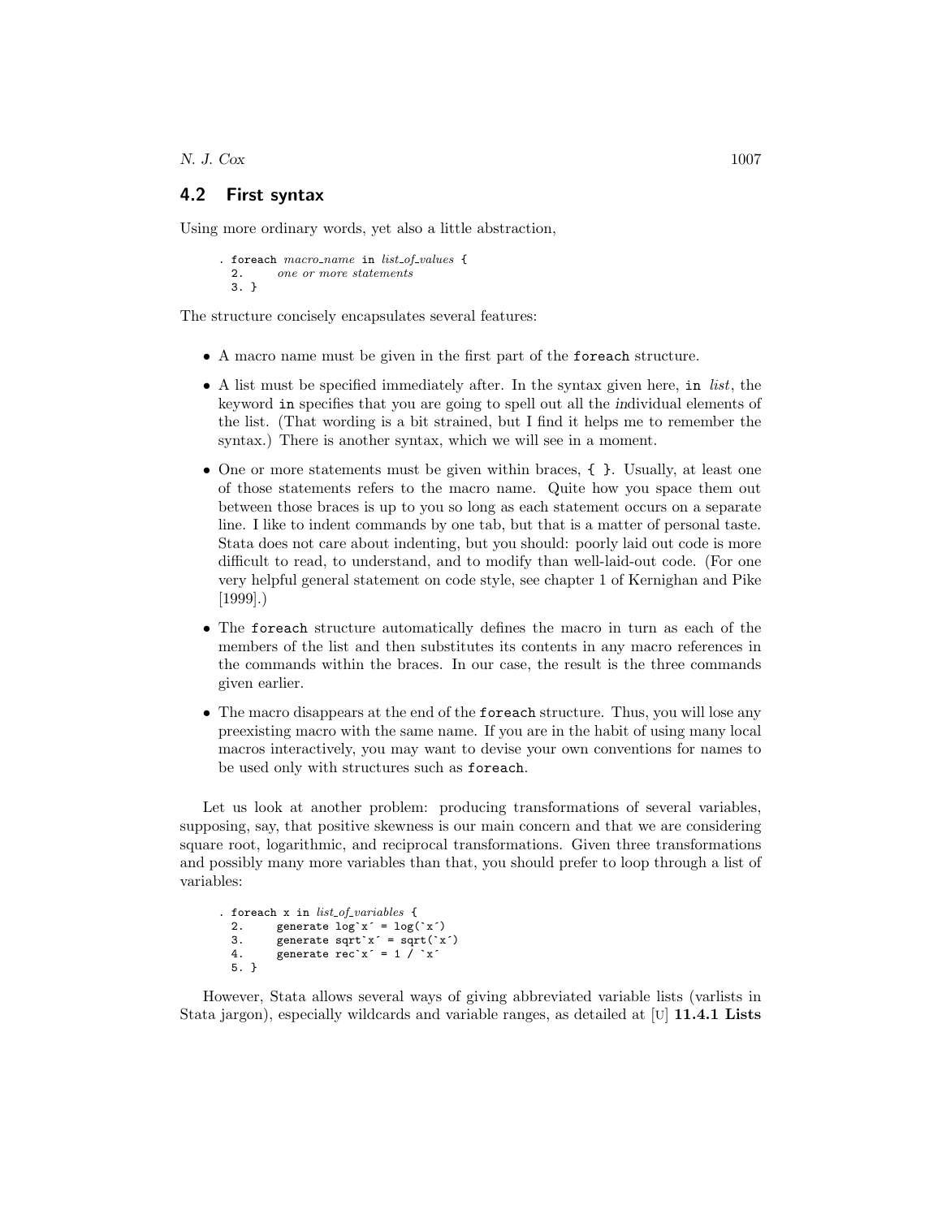## 4.2 First syntax

Using more ordinary words, yet also a little abstraction,

```
. foreach macro_name in list_of_values {
  2.      one or more statements
  3. }
```

The structure concisely encapsulates several features:

- A macro name must be given in the first part of the foreach structure.
- A list must be specified immediately after. In the syntax given here, in *list*, the keyword in specifies that you are going to spell out all the *in*dividual elements of the list. (That wording is a bit strained, but I find it helps me to remember the syntax.) There is another syntax, which we will see in a moment.
- One or more statements must be given within braces, { }. Usually, at least one of those statements refers to the macro name. Quite how you space them out between those braces is up to you so long as each statement occurs on a separate line. I like to indent commands by one tab, but that is a matter of personal taste. Stata does not care about indenting, but you should: poorly laid out code is more difficult to read, to understand, and to modify than well-laid-out code. (For one very helpful general statement on code style, see chapter 1 of Kernighan and Pike [1999].)
- The foreach structure automatically defines the macro in turn as each of the members of the list and then substitutes its contents in any macro references in the commands within the braces. In our case, the result is the three commands given earlier.
- The macro disappears at the end of the foreach structure. Thus, you will lose any preexisting macro with the same name. If you are in the habit of using many local macros interactively, you may want to devise your own conventions for names to be used only with structures such as foreach.

Let us look at another problem: producing transformations of several variables, supposing, say, that positive skewness is our main concern and that we are considering square root, logarithmic, and reciprocal transformations. Given three transformations and possibly many more variables than that, you should prefer to loop through a list of variables:

```
. foreach x in list_of_variables {
  2.      generate log`x´ = log(`x´)
  3.      generate sqrt`x´ = sqrt(`x´)
  4.      generate rec`x´ = 1 / `x´
  5. }
```

However, Stata allows several ways of giving abbreviated variable lists (varlists in Stata jargon), especially wildcards and variable ranges, as detailed at [U] **11.4.1 Lists**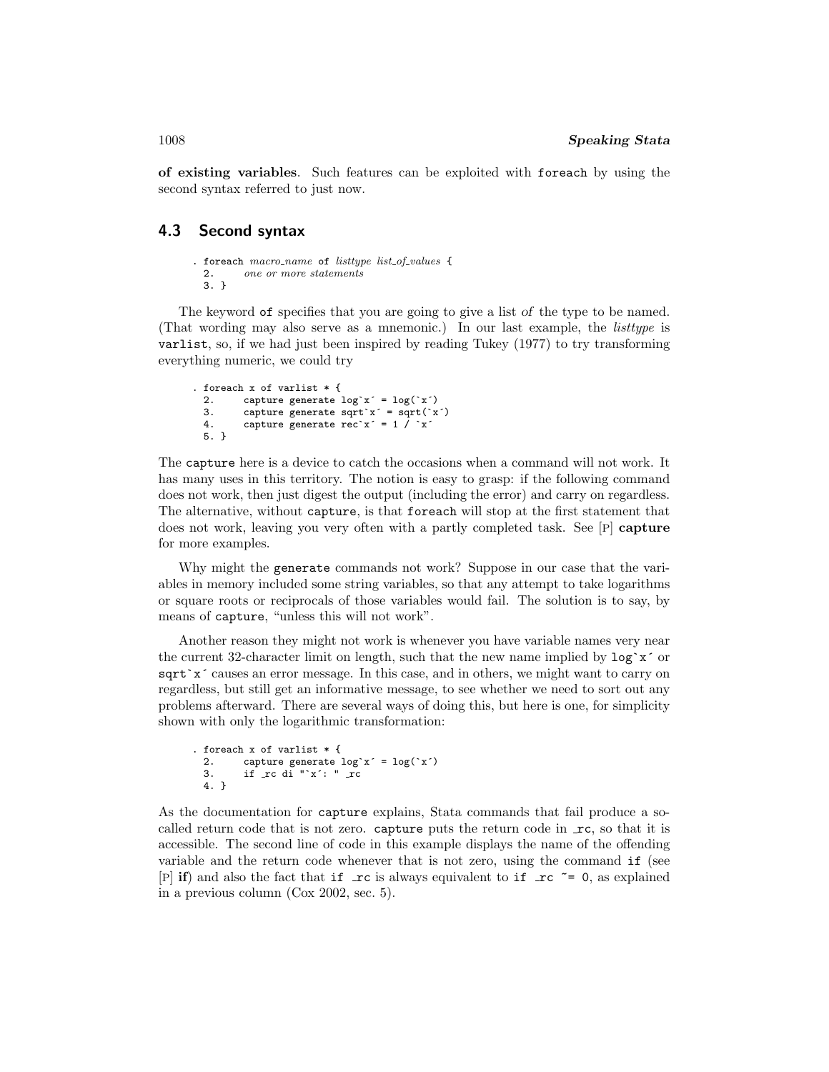**of existing variables**. Such features can be exploited with `foreach` by using the second syntax referred to just now.

## 4.3 Second syntax

```
. foreach macro_name of listtype list_of_values {
  2.      one or more statements
  3. }
```

The keyword `of` specifies that you are going to give a list *of* the type to be named. (That wording may also serve as a mnemonic.) In our last example, the *listtype* is `varlist`, so, if we had just been inspired by reading Tukey (1977) to try transforming everything numeric, we could try

```
. foreach x of varlist * {
  2.      capture generate log`x´ = log(`x´)
  3.      capture generate sqrt`x´ = sqrt(`x´)
  4.      capture generate rec`x´ = 1 / `x´
  5. }
```

The `capture` here is a device to catch the occasions when a command will not work. It has many uses in this territory. The notion is easy to grasp: if the following command does not work, then just digest the output (including the error) and carry on regardless. The alternative, without `capture`, is that `foreach` will stop at the first statement that does not work, leaving you very often with a partly completed task. See [P] **capture** for more examples.

Why might the `generate` commands not work? Suppose in our case that the variables in memory included some string variables, so that any attempt to take logarithms or square roots or reciprocals of those variables would fail. The solution is to say, by means of `capture`, "unless this will not work".

Another reason they might not work is whenever you have variable names very near the current 32-character limit on length, such that the new name implied by `log`x´` or `sqrt`x´` causes an error message. In this case, and in others, we might want to carry on regardless, but still get an informative message, to see whether we need to sort out any problems afterward. There are several ways of doing this, but here is one, for simplicity shown with only the logarithmic transformation:

```
. foreach x of varlist * {
  2.      capture generate log`x´ = log(`x´)
  3.      if _rc di "`x´: " _rc
  4. }
```

As the documentation for `capture` explains, Stata commands that fail produce a so-called return code that is not zero. `capture` puts the return code in `_rc`, so that it is accessible. The second line of code in this example displays the name of the offending variable and the return code whenever that is not zero, using the command `if` (see [P] **if**) and also the fact that `if _rc` is always equivalent to `if _rc ~= 0`, as explained in a previous column (Cox 2002, sec. 5).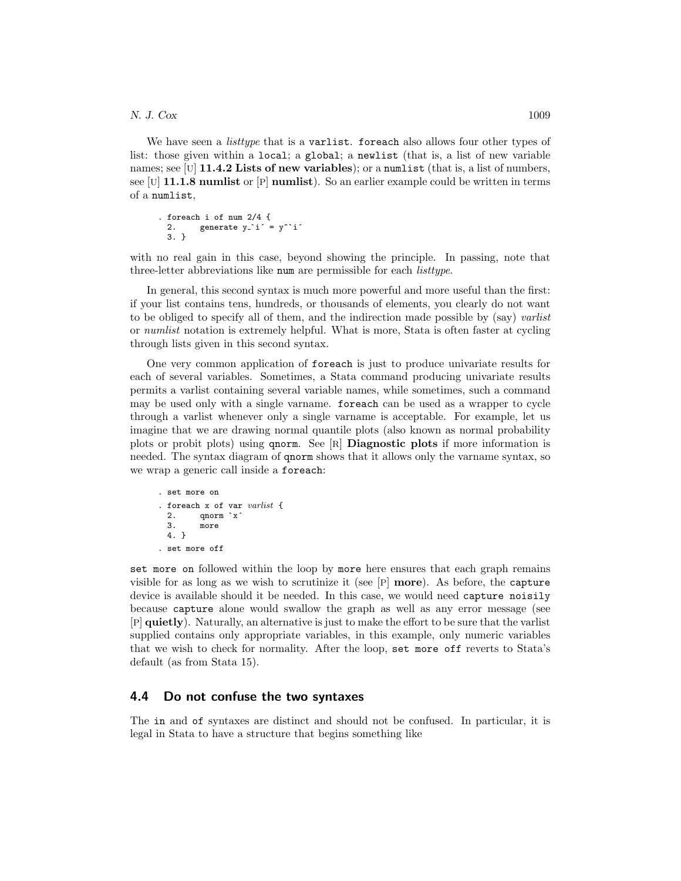We have seen a *listtype* that is a varlist. foreach also allows four other types of list: those given within a local; a global; a newlist (that is, a list of new variable names; see [U] **11.4.2 Lists of new variables**); or a numlist (that is, a list of numbers, see [U] **11.1.8 numlist** or [P] **numlist**). So an earlier example could be written in terms of a numlist,

```
. foreach i of num 2/4 {
  2.     generate y_`i´ = y^`i´
  3. }
```

with no real gain in this case, beyond showing the principle. In passing, note that three-letter abbreviations like num are permissible for each *listtype*.

In general, this second syntax is much more powerful and more useful than the first: if your list contains tens, hundreds, or thousands of elements, you clearly do not want to be obliged to specify all of them, and the indirection made possible by (say) *varlist* or *numlist* notation is extremely helpful. What is more, Stata is often faster at cycling through lists given in this second syntax.

One very common application of foreach is just to produce univariate results for each of several variables. Sometimes, a Stata command producing univariate results permits a varlist containing several variable names, while sometimes, such a command may be used only with a single varname. foreach can be used as a wrapper to cycle through a varlist whenever only a single varname is acceptable. For example, let us imagine that we are drawing normal quantile plots (also known as normal probability plots or probit plots) using qnorm. See [R] **Diagnostic plots** if more information is needed. The syntax diagram of qnorm shows that it allows only the varname syntax, so we wrap a generic call inside a foreach:

```
. set more on
. foreach x of var varlist {
  2.     qnorm `x´
  3.     more
  4. }
. set more off
```

set more on followed within the loop by more here ensures that each graph remains visible for as long as we wish to scrutinize it (see [P] **more**). As before, the capture device is available should it be needed. In this case, we would need capture noisily because capture alone would swallow the graph as well as any error message (see [P] **quietly**). Naturally, an alternative is just to make the effort to be sure that the varlist supplied contains only appropriate variables, in this example, only numeric variables that we wish to check for normality. After the loop, set more off reverts to Stata's default (as from Stata 15).

## 4.4 Do not confuse the two syntaxes

The in and of syntaxes are distinct and should not be confused. In particular, it is legal in Stata to have a structure that begins something like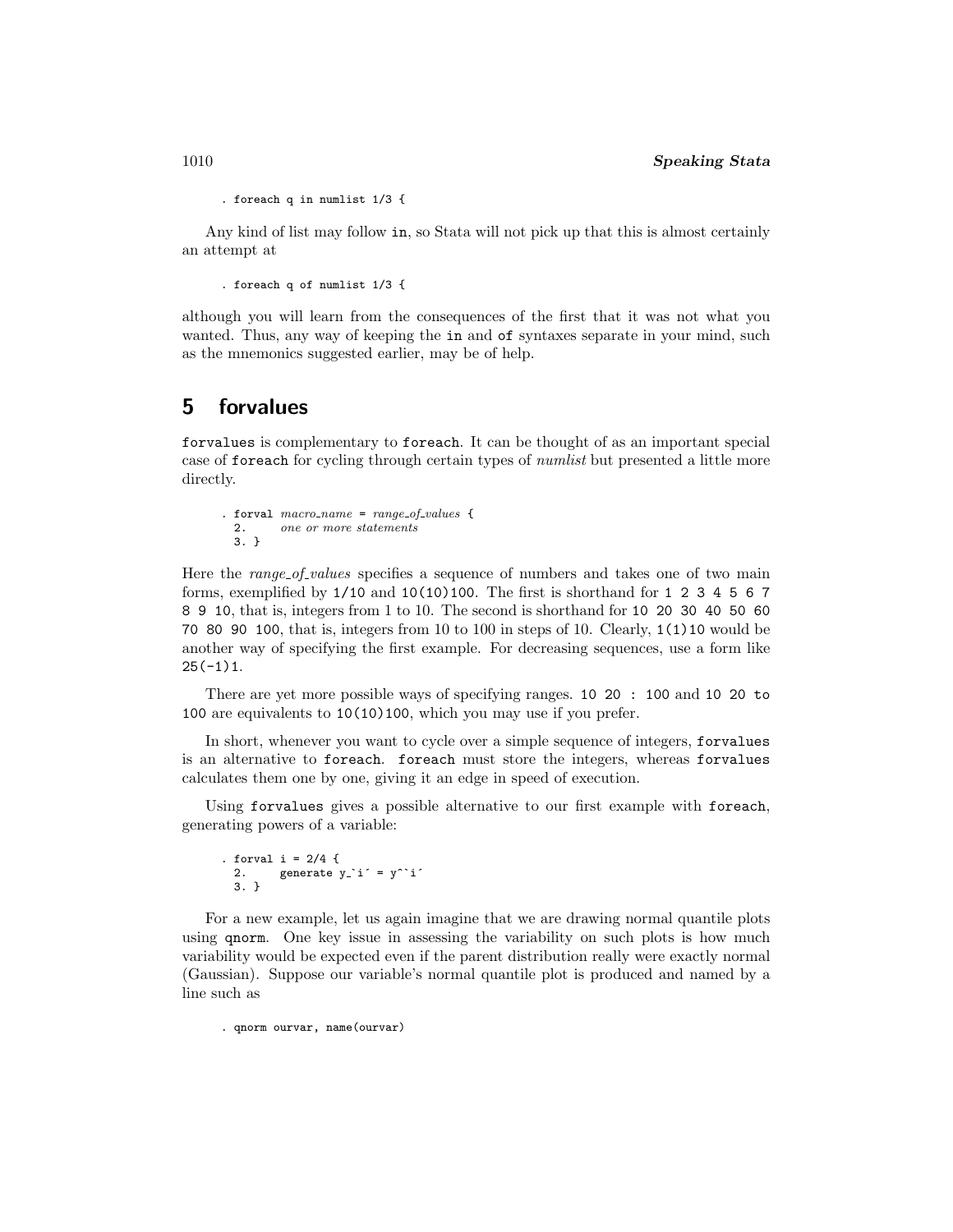```
. foreach q in numlist 1/3 {
```

Any kind of list may follow `in`, so Stata will not pick up that this is almost certainly an attempt at

```
. foreach q of numlist 1/3 {
```

although you will learn from the consequences of the first that it was not what you wanted. Thus, any way of keeping the `in` and `of` syntaxes separate in your mind, such as the mnemonics suggested earlier, may be of help.

## 5 forvalues

`forvalues` is complementary to `foreach`. It can be thought of as an important special case of `foreach` for cycling through certain types of *numlist* but presented a little more directly.

```
. forval macro_name = range_of_values {
  2.      one or more statements
  3. }
```

Here the *range_of_values* specifies a sequence of numbers and takes one of two main forms, exemplified by `1/10` and `10(10)100`. The first is shorthand for `1 2 3 4 5 6 7 8 9 10`, that is, integers from 1 to 10. The second is shorthand for `10 20 30 40 50 60 70 80 90 100`, that is, integers from 10 to 100 in steps of 10. Clearly, `1(1)10` would be another way of specifying the first example. For decreasing sequences, use a form like `25(-1)1`.

There are yet more possible ways of specifying ranges. `10 20 : 100` and `10 20 to 100` are equivalents to `10(10)100`, which you may use if you prefer.

In short, whenever you want to cycle over a simple sequence of integers, `forvalues` is an alternative to `foreach`. `foreach` must store the integers, whereas `forvalues` calculates them one by one, giving it an edge in speed of execution.

Using `forvalues` gives a possible alternative to our first example with `foreach`, generating powers of a variable:

```
. forval i = 2/4 {
  2.     generate y_`i´ = y^`i´
  3. }
```

For a new example, let us again imagine that we are drawing normal quantile plots using `qnorm`. One key issue in assessing the variability on such plots is how much variability would be expected even if the parent distribution really were exactly normal (Gaussian). Suppose our variable's normal quantile plot is produced and named by a line such as

```
. qnorm ourvar, name(ourvar)
```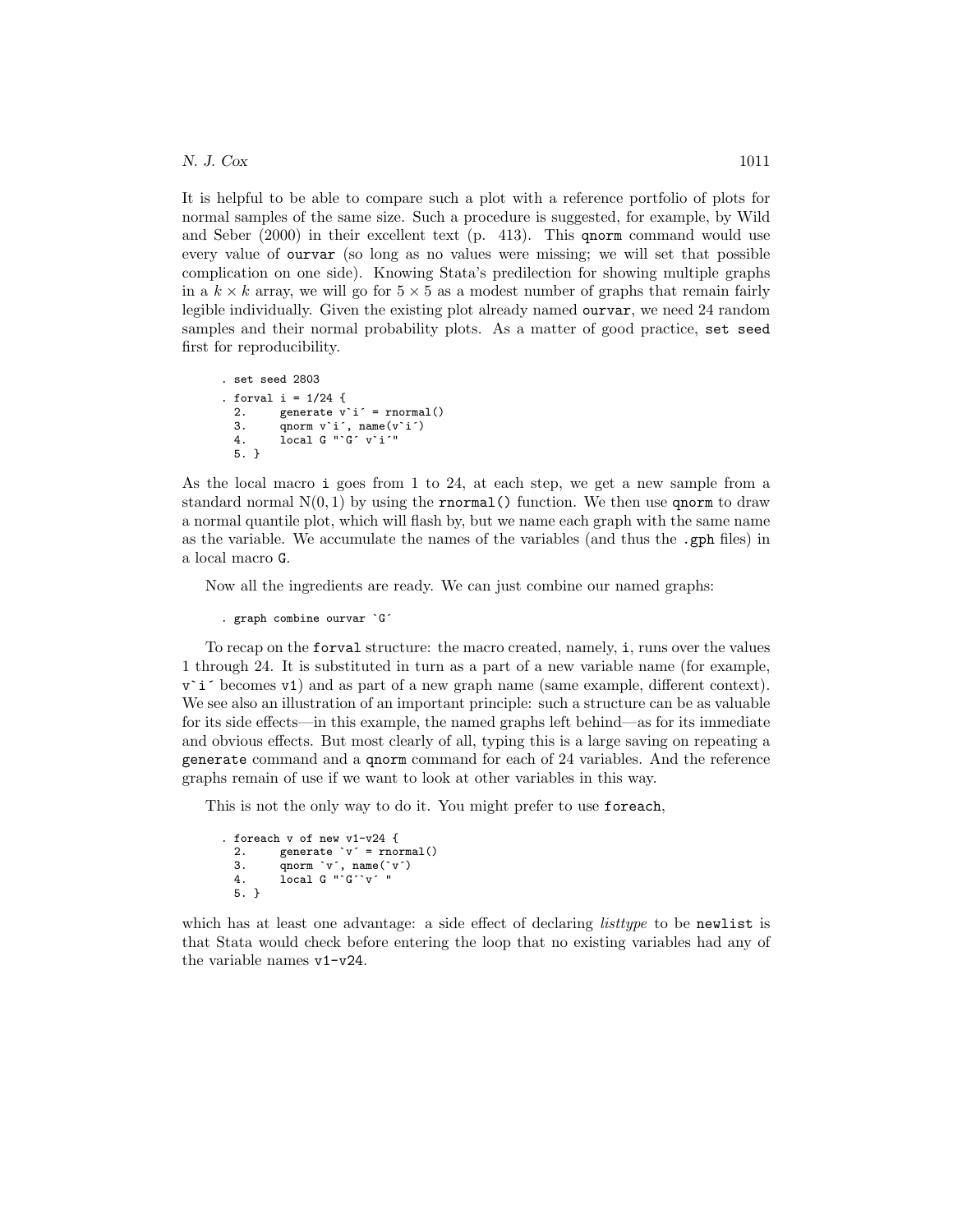It is helpful to be able to compare such a plot with a reference portfolio of plots for normal samples of the same size. Such a procedure is suggested, for example, by Wild and Seber (2000) in their excellent text (p. 413). This `qnorm` command would use every value of `ourvar` (so long as no values were missing; we will set that possible complication on one side). Knowing Stata's predilection for showing multiple graphs in a $k \times k$ array, we will go for $5 \times 5$ as a modest number of graphs that remain fairly legible individually. Given the existing plot already named `ourvar`, we need 24 random samples and their normal probability plots. As a matter of good practice, `set seed` first for reproducibility.

```
. set seed 2803
. forval i = 1/24 {
  2.     generate v`i´ = rnormal()
  3.     qnorm v`i´, name(v`i´)
  4.     local G "`G´ v`i´"
  5. }
```

As the local macro `i` goes from 1 to 24, at each step, we get a new sample from a standard normal N(0, 1) by using the `rnormal()` function. We then use `qnorm` to draw a normal quantile plot, which will flash by, but we name each graph with the same name as the variable. We accumulate the names of the variables (and thus the `.gph` files) in a local macro `G`.

Now all the ingredients are ready. We can just combine our named graphs:

```
. graph combine ourvar `G´
```

To recap on the `forval` structure: the macro created, namely, `i`, runs over the values 1 through 24. It is substituted in turn as a part of a new variable name (for example, `v`i´` becomes `v1`) and as part of a new graph name (same example, different context). We see also an illustration of an important principle: such a structure can be as valuable for its side effects—in this example, the named graphs left behind—as for its immediate and obvious effects. But most clearly of all, typing this is a large saving on repeating a `generate` command and a `qnorm` command for each of 24 variables. And the reference graphs remain of use if we want to look at other variables in this way.

This is not the only way to do it. You might prefer to use `foreach`,

```
. foreach v of new v1-v24 {
  2.     generate `v´ = rnormal()
  3.     qnorm `v´, name(`v´)
  4.     local G "`G´`v´ "
  5. }
```

which has at least one advantage: a side effect of declaring *listtype* to be `newlist` is that Stata would check before entering the loop that no existing variables had any of the variable names `v1-v24`.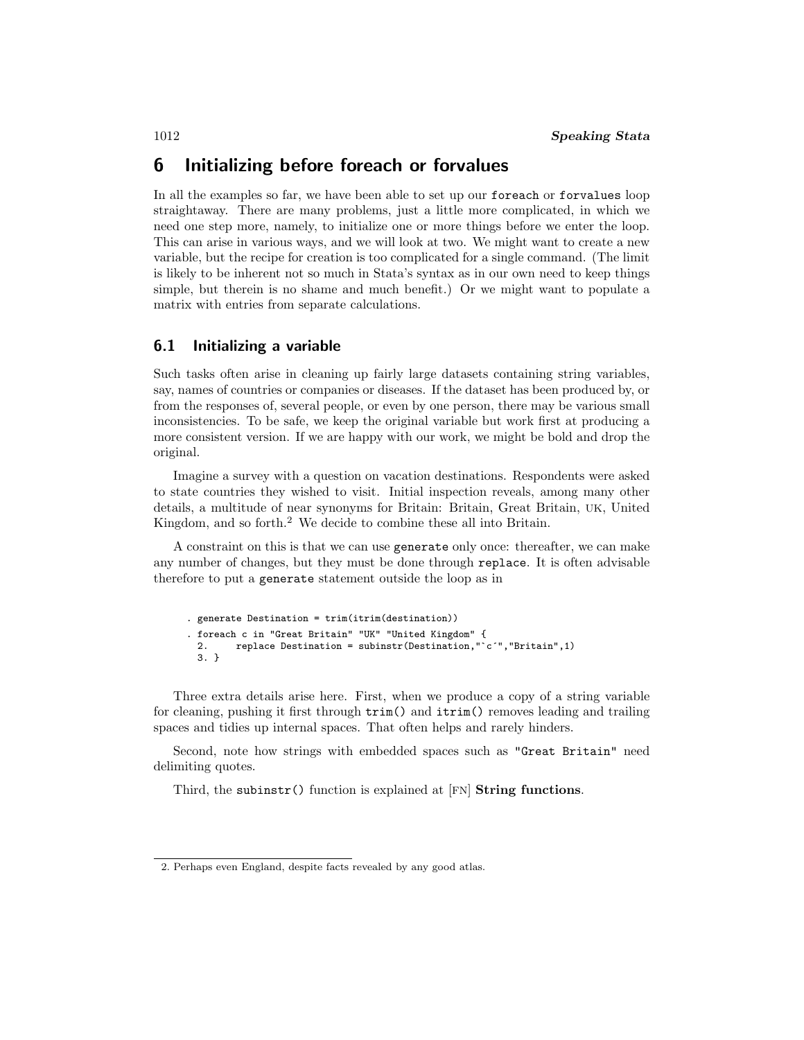## 6 Initializing before foreach or forvalues

In all the examples so far, we have been able to set up our `foreach` or `forvalues` loop straightaway. There are many problems, just a little more complicated, in which we need one step more, namely, to initialize one or more things before we enter the loop. This can arise in various ways, and we will look at two. We might want to create a new variable, but the recipe for creation is too complicated for a single command. (The limit is likely to be inherent not so much in Stata's syntax as in our own need to keep things simple, but therein is no shame and much benefit.) Or we might want to populate a matrix with entries from separate calculations.

### 6.1 Initializing a variable

Such tasks often arise in cleaning up fairly large datasets containing string variables, say, names of countries or companies or diseases. If the dataset has been produced by, or from the responses of, several people, or even by one person, there may be various small inconsistencies. To be safe, we keep the original variable but work first at producing a more consistent version. If we are happy with our work, we might be bold and drop the original.

Imagine a survey with a question on vacation destinations. Respondents were asked to state countries they wished to visit. Initial inspection reveals, among many other details, a multitude of near synonyms for Britain: Britain, Great Britain, UK, United Kingdom, and so forth.[2] We decide to combine these all into Britain.

A constraint on this is that we can use `generate` only once: thereafter, we can make any number of changes, but they must be done through `replace`. It is often advisable therefore to put a `generate` statement outside the loop as in

```
. generate Destination = trim(itrim(destination))
. foreach c in "Great Britain" "UK" "United Kingdom" {
  2.     replace Destination = subinstr(Destination,"`c´","Britain",1)
  3. }
```

Three extra details arise here. First, when we produce a copy of a string variable for cleaning, pushing it first through `trim()` and `itrim()` removes leading and trailing spaces and tidies up internal spaces. That often helps and rarely hinders.

Second, note how strings with embedded spaces such as `"Great Britain"` need delimiting quotes.

Third, the `subinstr()` function is explained at [FN] **String functions**.

2. Perhaps even England, despite facts revealed by any good atlas.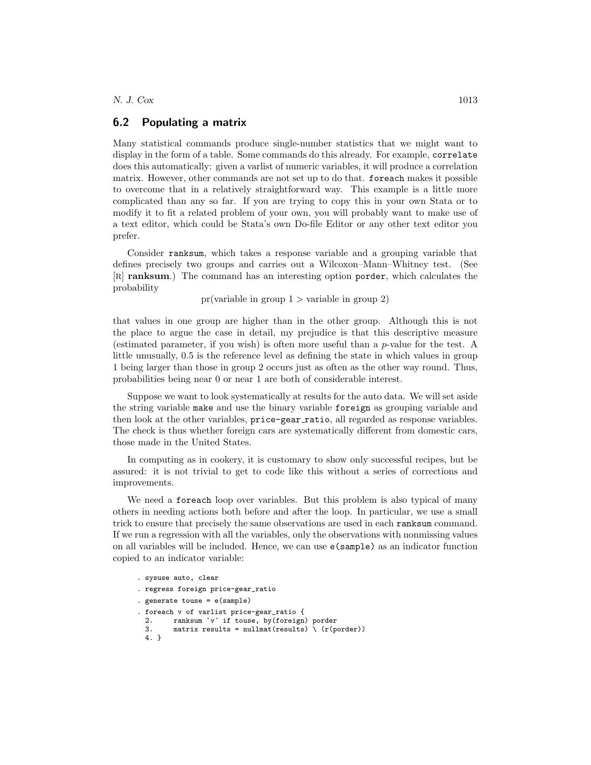## 6.2 Populating a matrix

Many statistical commands produce single-number statistics that we might want to display in the form of a table. Some commands do this already. For example, `correlate` does this automatically: given a varlist of numeric variables, it will produce a correlation matrix. However, other commands are not set up to do that. `foreach` makes it possible to overcome that in a relatively straightforward way. This example is a little more complicated than any so far. If you are trying to copy this in your own Stata or to modify it to fit a related problem of your own, you will probably want to make use of a text editor, which could be Stata's own Do-file Editor or any other text editor you prefer.

Consider `ranksum`, which takes a response variable and a grouping variable that defines precisely two groups and carries out a Wilcoxon–Mann–Whitney test. (See [R] **ranksum**.) The command has an interesting option `porder`, which calculates the probability

$$\text{pr(variable in group 1} > \text{variable in group 2)}$$

that values in one group are higher than in the other group. Although this is not the place to argue the case in detail, my prejudice is that this descriptive measure (estimated parameter, if you wish) is often more useful than a *p*-value for the test. A little unusually, 0.5 is the reference level as defining the state in which values in group 1 being larger than those in group 2 occurs just as often as the other way round. Thus, probabilities being near 0 or near 1 are both of considerable interest.

Suppose we want to look systematically at results for the auto data. We will set aside the string variable `make` and use the binary variable `foreign` as grouping variable and then look at the other variables, `price-gear_ratio`, all regarded as response variables. The check is thus whether foreign cars are systematically different from domestic cars, those made in the United States.

In computing as in cookery, it is customary to show only successful recipes, but be assured: it is not trivial to get to code like this without a series of corrections and improvements.

We need a `foreach` loop over variables. But this problem is also typical of many others in needing actions both before and after the loop. In particular, we use a small trick to ensure that precisely the same observations are used in each `ranksum` command. If we run a regression with all the variables, only the observations with nonmissing values on all variables will be included. Hence, we can use `e(sample)` as an indicator function copied to an indicator variable:

```
. sysuse auto, clear
. regress foreign price-gear_ratio
. generate touse = e(sample)
. foreach v of varlist price-gear_ratio {
  2.     ranksum `v´ if touse, by(foreign) porder
  3.     matrix results = nullmat(results) \ (r(porder))
  4. }
```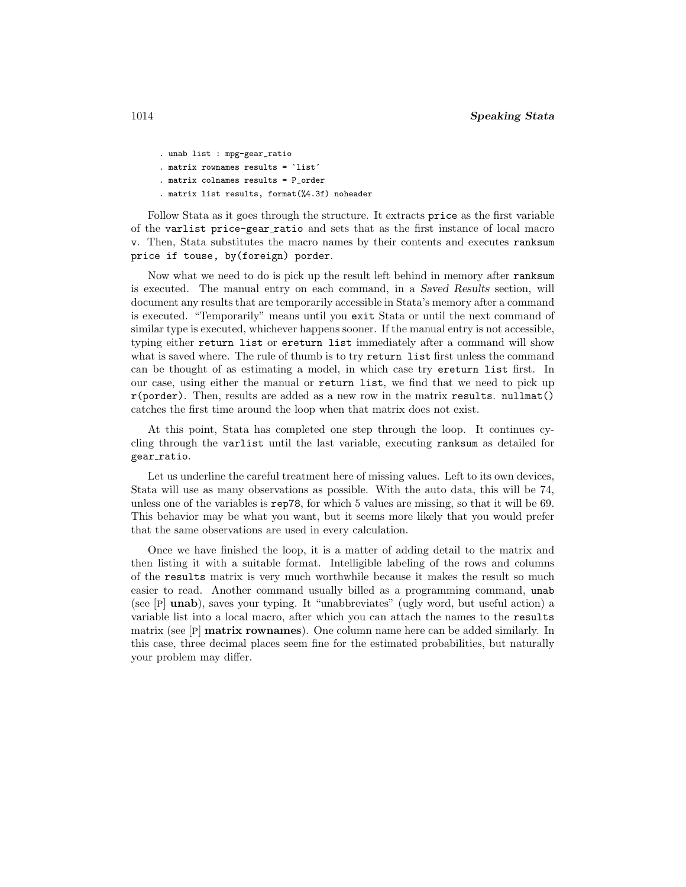```
. unab list : mpg-gear_ratio
. matrix rownames results = `list´
. matrix colnames results = P_order
. matrix list results, format(%4.3f) noheader
```

Follow Stata as it goes through the structure. It extracts `price` as the first variable of the `varlist price-gear_ratio` and sets that as the first instance of local macro `v`. Then, Stata substitutes the macro names by their contents and executes `ranksum price if touse, by(foreign) porder`.

Now what we need to do is pick up the result left behind in memory after `ranksum` is executed. The manual entry on each command, in a *Saved Results* section, will document any results that are temporarily accessible in Stata's memory after a command is executed. "Temporarily" means until you `exit` Stata or until the next command of similar type is executed, whichever happens sooner. If the manual entry is not accessible, typing either `return list` or `ereturn list` immediately after a command will show what is saved where. The rule of thumb is to try `return list` first unless the command can be thought of as estimating a model, in which case try `ereturn list` first. In our case, using either the manual or `return list`, we find that we need to pick up `r(porder)`. Then, results are added as a new row in the matrix `results`. `nullmat()` catches the first time around the loop when that matrix does not exist.

At this point, Stata has completed one step through the loop. It continues cycling through the `varlist` until the last variable, executing `ranksum` as detailed for `gear_ratio`.

Let us underline the careful treatment here of missing values. Left to its own devices, Stata will use as many observations as possible. With the auto data, this will be 74, unless one of the variables is `rep78`, for which 5 values are missing, so that it will be 69. This behavior may be what you want, but it seems more likely that you would prefer that the same observations are used in every calculation.

Once we have finished the loop, it is a matter of adding detail to the matrix and then listing it with a suitable format. Intelligible labeling of the rows and columns of the `results` matrix is very much worthwhile because it makes the result so much easier to read. Another command usually billed as a programming command, `unab` (see [P] **unab**), saves your typing. It "unabbreviates" (ugly word, but useful action) a variable list into a local macro, after which you can attach the names to the `results` matrix (see [P] **matrix rownames**). One column name here can be added similarly. In this case, three decimal places seem fine for the estimated probabilities, but naturally your problem may differ.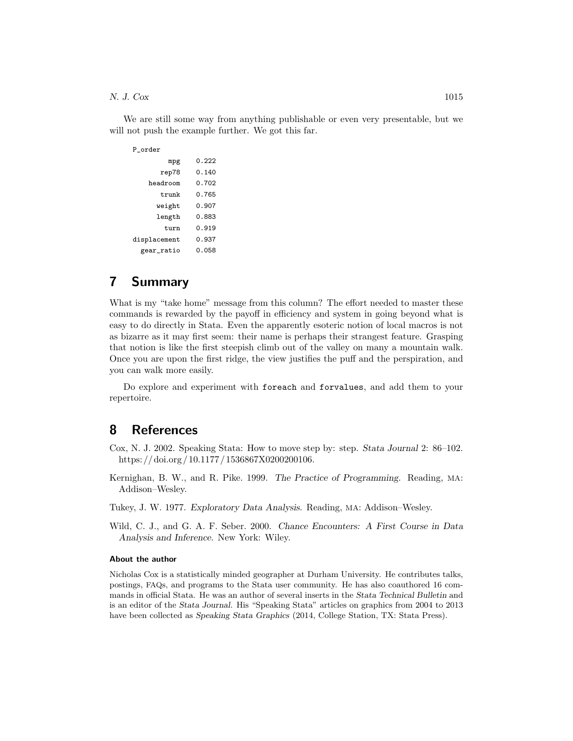We are still some way from anything publishable or even very presentable, but we will not push the example further. We got this far.

```
P_order
         mpg    0.222
       rep78    0.140
    headroom    0.702
       trunk    0.765
      weight    0.907
      length    0.883
        turn    0.919
displacement    0.937
  gear_ratio    0.058
```

## 7 Summary

What is my "take home" message from this column? The effort needed to master these commands is rewarded by the payoff in efficiency and system in going beyond what is easy to do directly in Stata. Even the apparently esoteric notion of local macros is not as bizarre as it may first seem: their name is perhaps their strangest feature. Grasping that notion is like the first steepish climb out of the valley on many a mountain walk. Once you are upon the first ridge, the view justifies the puff and the perspiration, and you can walk more easily.

Do explore and experiment with `foreach` and `forvalues`, and add them to your repertoire.

## 8 References

Cox, N. J. 2002. Speaking Stata: How to move step by: step. *Stata Journal* 2: 86–102. https://doi.org/10.1177/1536867X0200200106.

Kernighan, B. W., and R. Pike. 1999. *The Practice of Programming*. Reading, MA: Addison–Wesley.

Tukey, J. W. 1977. *Exploratory Data Analysis*. Reading, MA: Addison–Wesley.

Wild, C. J., and G. A. F. Seber. 2000. *Chance Encounters: A First Course in Data Analysis and Inference*. New York: Wiley.

#### About the author

Nicholas Cox is a statistically minded geographer at Durham University. He contributes talks, postings, FAQs, and programs to the Stata user community. He has also coauthored 16 commands in official Stata. He was an author of several inserts in the *Stata Technical Bulletin* and is an editor of the *Stata Journal*. His "Speaking Stata" articles on graphics from 2004 to 2013 have been collected as *Speaking Stata Graphics* (2014, College Station, TX: Stata Press).